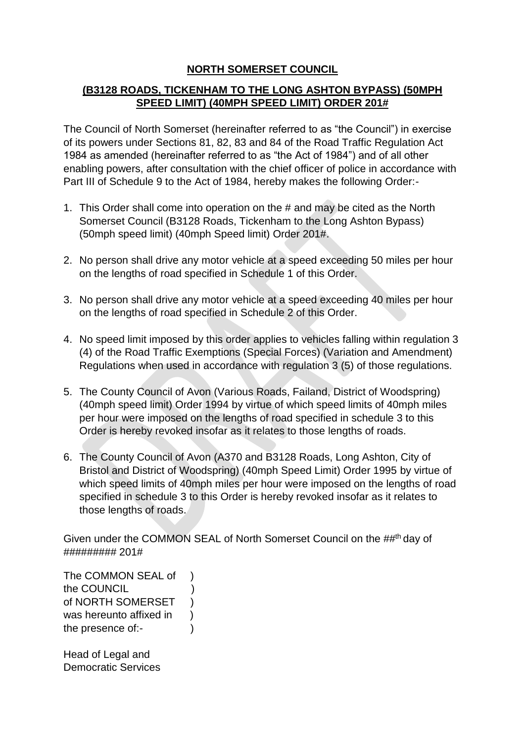**NORTH SOMERSET COUNCIL**

**(B3128 ROADS, TICKENHAM TO THE LONG ASHTON BYPASS) (50MPH SPEED LIMIT) (40MPH SPEED LIMIT) ORDER 201#**

The Council of North Somerset (hereinafter referred to as "the Council") in exercise of its powers under Sections 81, 82, 83 and 84 of the Road Traffic Regulation Act 1984 as amended (hereinafter referred to as "the Act of 1984") and of all other enabling powers, after consultation with the chief officer of police in accordance with Part III of Schedule 9 to the Act of 1984, hereby makes the following Order:-

1. This Order shall come into operation on the # and may be cited as the North Somerset Council (B3128 Roads, Tickenham to the Long Ashton Bypass) (50mph speed limit) (40mph Speed limit) Order 201#.

2. No person shall drive any motor vehicle at a speed exceeding 50 miles per hour on the lengths of road specified in Schedule 1 of this Order.

3. No person shall drive any motor vehicle at a speed exceeding 40 miles per hour on the lengths of road specified in Schedule 2 of this Order.

4. No speed limit imposed by this order applies to vehicles falling within regulation 3 (4) of the Road Traffic Exemptions (Special Forces) (Variation and Amendment) Regulations when used in accordance with regulation 3 (5) of those regulations.

5. The County Council of Avon (Various Roads, Failand, District of Woodspring) (40mph speed limit) Order 1994 by virtue of which speed limits of 40mph miles per hour were imposed on the lengths of road specified in schedule 3 to this Order is hereby revoked insofar as it relates to those lengths of roads.

6. The County Council of Avon (A370 and B3128 Roads, Long Ashton, City of Bristol and District of Woodspring) (40mph Speed Limit) Order 1995 by virtue of which speed limits of 40mph miles per hour were imposed on the lengths of road specified in schedule 3 to this Order is hereby revoked insofar as it relates to those lengths of roads.

Given under the COMMON SEAL of North Somerset Council on the ##th day of ######### 201#

The COMMON SEAL of )
the COUNCIL )
of NORTH SOMERSET )
was hereunto affixed in )
the presence of:- )

Head of Legal and
Democratic Services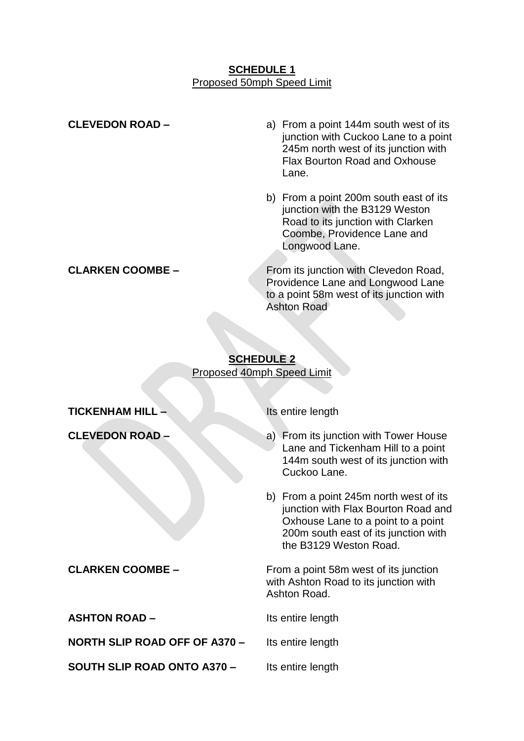## SCHEDULE 1

Proposed 50mph Speed Limit

**CLEVEDON ROAD –**

a) From a point 144m south west of its junction with Cuckoo Lane to a point 245m north west of its junction with Flax Bourton Road and Oxhouse Lane.

b) From a point 200m south east of its junction with the B3129 Weston Road to its junction with Clarken Coombe, Providence Lane and Longwood Lane.

**CLARKEN COOMBE –**

From its junction with Clevedon Road, Providence Lane and Longwood Lane to a point 58m west of its junction with Ashton Road

## SCHEDULE 2

Proposed 40mph Speed Limit

**TICKENHAM HILL –** Its entire length

**CLEVEDON ROAD –**

a) From its junction with Tower House Lane and Tickenham Hill to a point 144m south west of its junction with Cuckoo Lane.

b) From a point 245m north west of its junction with Flax Bourton Road and Oxhouse Lane to a point to a point 200m south east of its junction with the B3129 Weston Road.

**CLARKEN COOMBE –**

From a point 58m west of its junction with Ashton Road to its junction with Ashton Road.

**ASHTON ROAD –** Its entire length

**NORTH SLIP ROAD OFF OF A370 –** Its entire length

**SOUTH SLIP ROAD ONTO A370 –** Its entire length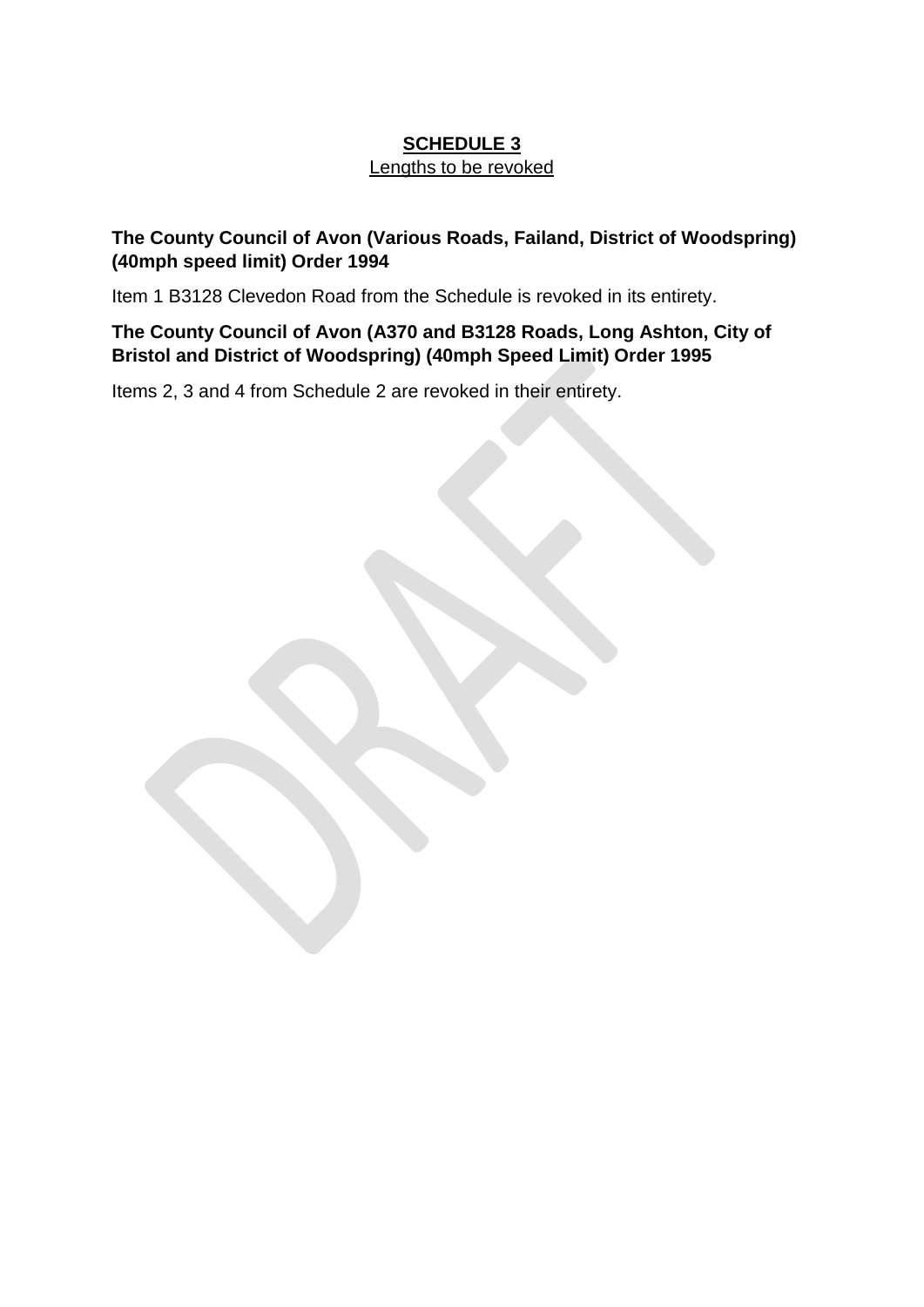# SCHEDULE 3

Lengths to be revoked

**The County Council of Avon (Various Roads, Failand, District of Woodspring) (40mph speed limit) Order 1994**

Item 1 B3128 Clevedon Road from the Schedule is revoked in its entirety.

**The County Council of Avon (A370 and B3128 Roads, Long Ashton, City of Bristol and District of Woodspring) (40mph Speed Limit) Order 1995**

Items 2, 3 and 4 from Schedule 2 are revoked in their entirety.